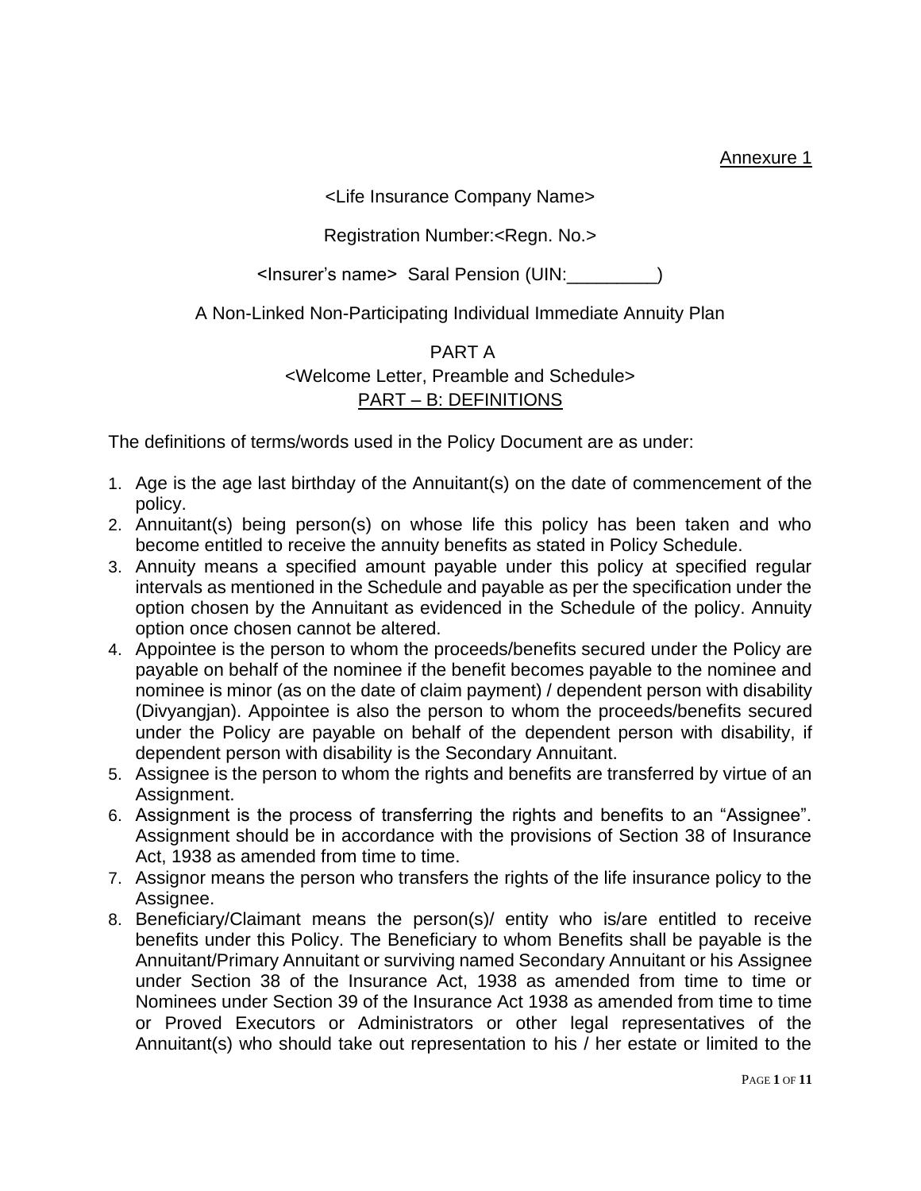Annexure 1

<Life Insurance Company Name>

Registration Number:<Regn. No.>

<Insurer's name> Saral Pension (UIN:_________)

A Non-Linked Non-Participating Individual Immediate Annuity Plan

PART A

<Welcome Letter, Preamble and Schedule>

## PART – B: DEFINITIONS

The definitions of terms/words used in the Policy Document are as under:

1. Age is the age last birthday of the Annuitant(s) on the date of commencement of the policy.
2. Annuitant(s) being person(s) on whose life this policy has been taken and who become entitled to receive the annuity benefits as stated in Policy Schedule.
3. Annuity means a specified amount payable under this policy at specified regular intervals as mentioned in the Schedule and payable as per the specification under the option chosen by the Annuitant as evidenced in the Schedule of the policy. Annuity option once chosen cannot be altered.
4. Appointee is the person to whom the proceeds/benefits secured under the Policy are payable on behalf of the nominee if the benefit becomes payable to the nominee and nominee is minor (as on the date of claim payment) / dependent person with disability (Divyangjan). Appointee is also the person to whom the proceeds/benefits secured under the Policy are payable on behalf of the dependent person with disability, if dependent person with disability is the Secondary Annuitant.
5. Assignee is the person to whom the rights and benefits are transferred by virtue of an Assignment.
6. Assignment is the process of transferring the rights and benefits to an "Assignee". Assignment should be in accordance with the provisions of Section 38 of Insurance Act, 1938 as amended from time to time.
7. Assignor means the person who transfers the rights of the life insurance policy to the Assignee.
8. Beneficiary/Claimant means the person(s)/ entity who is/are entitled to receive benefits under this Policy. The Beneficiary to whom Benefits shall be payable is the Annuitant/Primary Annuitant or surviving named Secondary Annuitant or his Assignee under Section 38 of the Insurance Act, 1938 as amended from time to time or Nominees under Section 39 of the Insurance Act 1938 as amended from time to time or Proved Executors or Administrators or other legal representatives of the Annuitant(s) who should take out representation to his / her estate or limited to the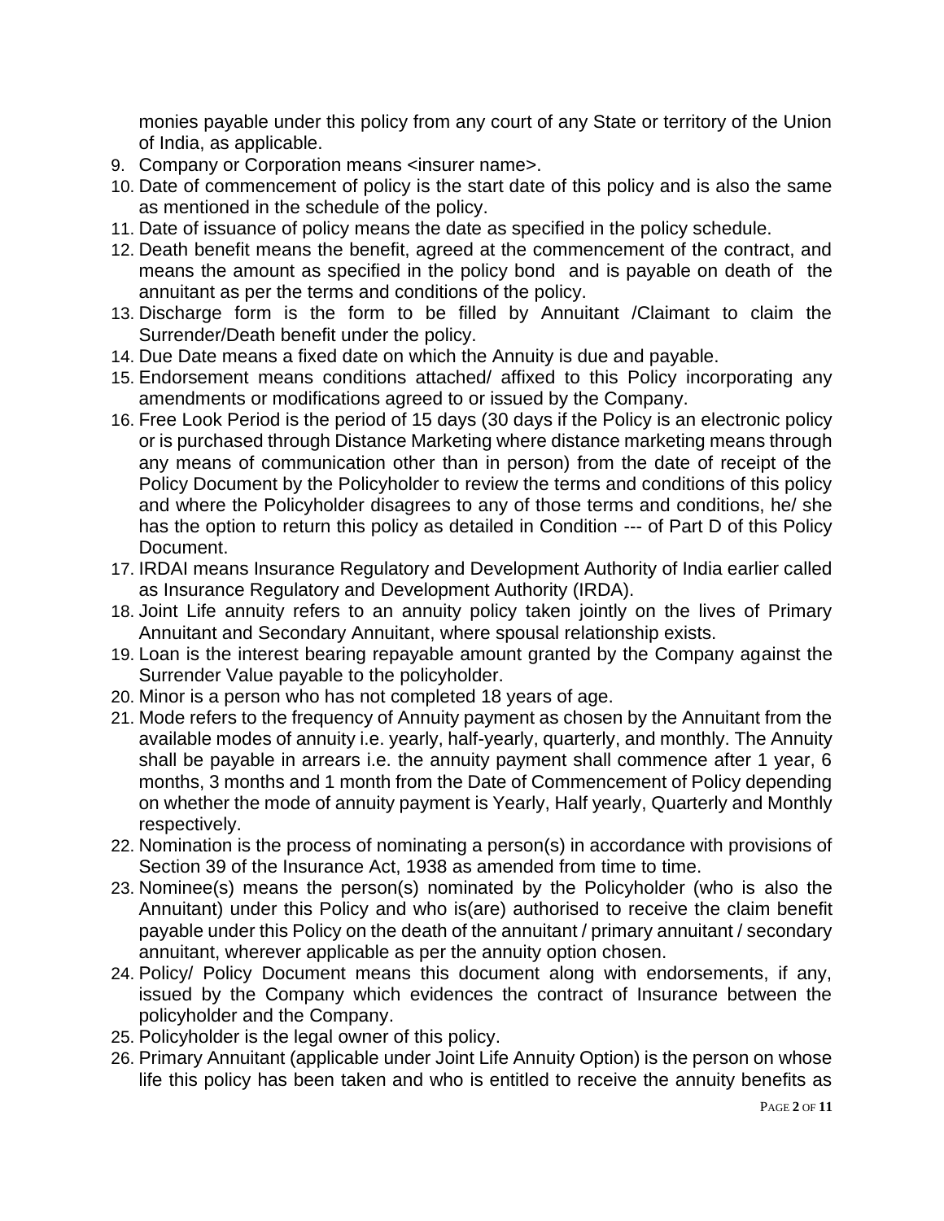monies payable under this policy from any court of any State or territory of the Union of India, as applicable.

9. Company or Corporation means <insurer name>.
10. Date of commencement of policy is the start date of this policy and is also the same as mentioned in the schedule of the policy.
11. Date of issuance of policy means the date as specified in the policy schedule.
12. Death benefit means the benefit, agreed at the commencement of the contract, and means the amount as specified in the policy bond and is payable on death of the annuitant as per the terms and conditions of the policy.
13. Discharge form is the form to be filled by Annuitant /Claimant to claim the Surrender/Death benefit under the policy.
14. Due Date means a fixed date on which the Annuity is due and payable.
15. Endorsement means conditions attached/ affixed to this Policy incorporating any amendments or modifications agreed to or issued by the Company.
16. Free Look Period is the period of 15 days (30 days if the Policy is an electronic policy or is purchased through Distance Marketing where distance marketing means through any means of communication other than in person) from the date of receipt of the Policy Document by the Policyholder to review the terms and conditions of this policy and where the Policyholder disagrees to any of those terms and conditions, he/ she has the option to return this policy as detailed in Condition --- of Part D of this Policy Document.
17. IRDAI means Insurance Regulatory and Development Authority of India earlier called as Insurance Regulatory and Development Authority (IRDA).
18. Joint Life annuity refers to an annuity policy taken jointly on the lives of Primary Annuitant and Secondary Annuitant, where spousal relationship exists.
19. Loan is the interest bearing repayable amount granted by the Company against the Surrender Value payable to the policyholder.
20. Minor is a person who has not completed 18 years of age.
21. Mode refers to the frequency of Annuity payment as chosen by the Annuitant from the available modes of annuity i.e. yearly, half-yearly, quarterly, and monthly. The Annuity shall be payable in arrears i.e. the annuity payment shall commence after 1 year, 6 months, 3 months and 1 month from the Date of Commencement of Policy depending on whether the mode of annuity payment is Yearly, Half yearly, Quarterly and Monthly respectively.
22. Nomination is the process of nominating a person(s) in accordance with provisions of Section 39 of the Insurance Act, 1938 as amended from time to time.
23. Nominee(s) means the person(s) nominated by the Policyholder (who is also the Annuitant) under this Policy and who is(are) authorised to receive the claim benefit payable under this Policy on the death of the annuitant / primary annuitant / secondary annuitant, wherever applicable as per the annuity option chosen.
24. Policy/ Policy Document means this document along with endorsements, if any, issued by the Company which evidences the contract of Insurance between the policyholder and the Company.
25. Policyholder is the legal owner of this policy.
26. Primary Annuitant (applicable under Joint Life Annuity Option) is the person on whose life this policy has been taken and who is entitled to receive the annuity benefits as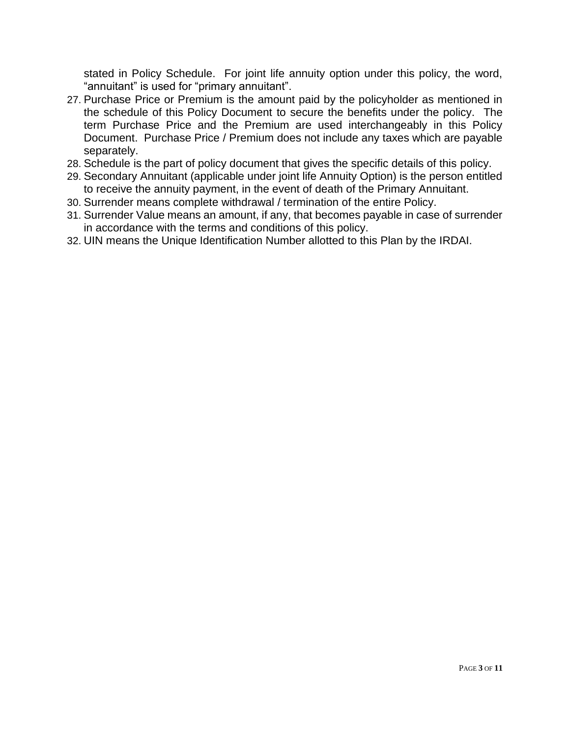stated in Policy Schedule. For joint life annuity option under this policy, the word, “annuitant” is used for “primary annuitant”.

27. Purchase Price or Premium is the amount paid by the policyholder as mentioned in the schedule of this Policy Document to secure the benefits under the policy. The term Purchase Price and the Premium are used interchangeably in this Policy Document. Purchase Price / Premium does not include any taxes which are payable separately.
28. Schedule is the part of policy document that gives the specific details of this policy.
29. Secondary Annuitant (applicable under joint life Annuity Option) is the person entitled to receive the annuity payment, in the event of death of the Primary Annuitant.
30. Surrender means complete withdrawal / termination of the entire Policy.
31. Surrender Value means an amount, if any, that becomes payable in case of surrender in accordance with the terms and conditions of this policy.
32. UIN means the Unique Identification Number allotted to this Plan by the IRDAI.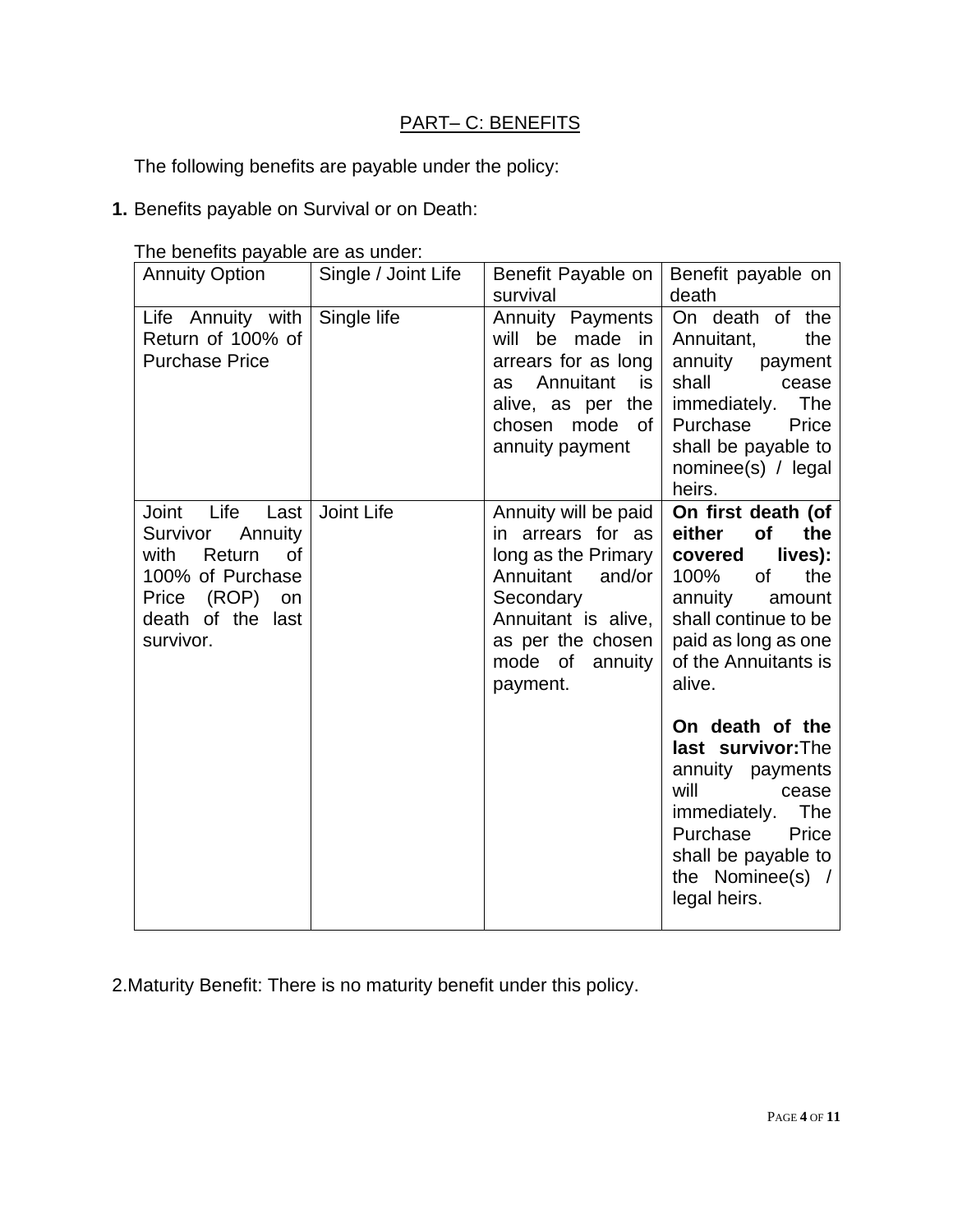## PART– C: BENEFITS

The following benefits are payable under the policy:

**1.** Benefits payable on Survival or on Death:

The benefits payable are as under:

| Annuity Option | Single / Joint Life | Benefit Payable on survival | Benefit payable on death |
|---|---|---|---|
| Life Annuity with Return of 100% of Purchase Price | Single life | Annuity Payments will be made in arrears for as long as Annuitant is alive, as per the chosen mode of annuity payment | On death of the Annuitant, the annuity payment shall cease immediately. The Purchase Price shall be payable to nominee(s) / legal heirs. |
| Joint Life Last Survivor Annuity with Return of 100% of Purchase Price (ROP) on death of the last survivor. | Joint Life | Annuity will be paid in arrears for as long as the Primary Annuitant and/or Secondary Annuitant is alive, as per the chosen mode of annuity payment. | **On first death (of either of the covered lives):** 100% of the annuity amount shall continue to be paid as long as one of the Annuitants is alive.<br><br>**On death of the last survivor:** The annuity payments will cease immediately. The Purchase Price shall be payable to the Nominee(s) / legal heirs. |

2.Maturity Benefit: There is no maturity benefit under this policy.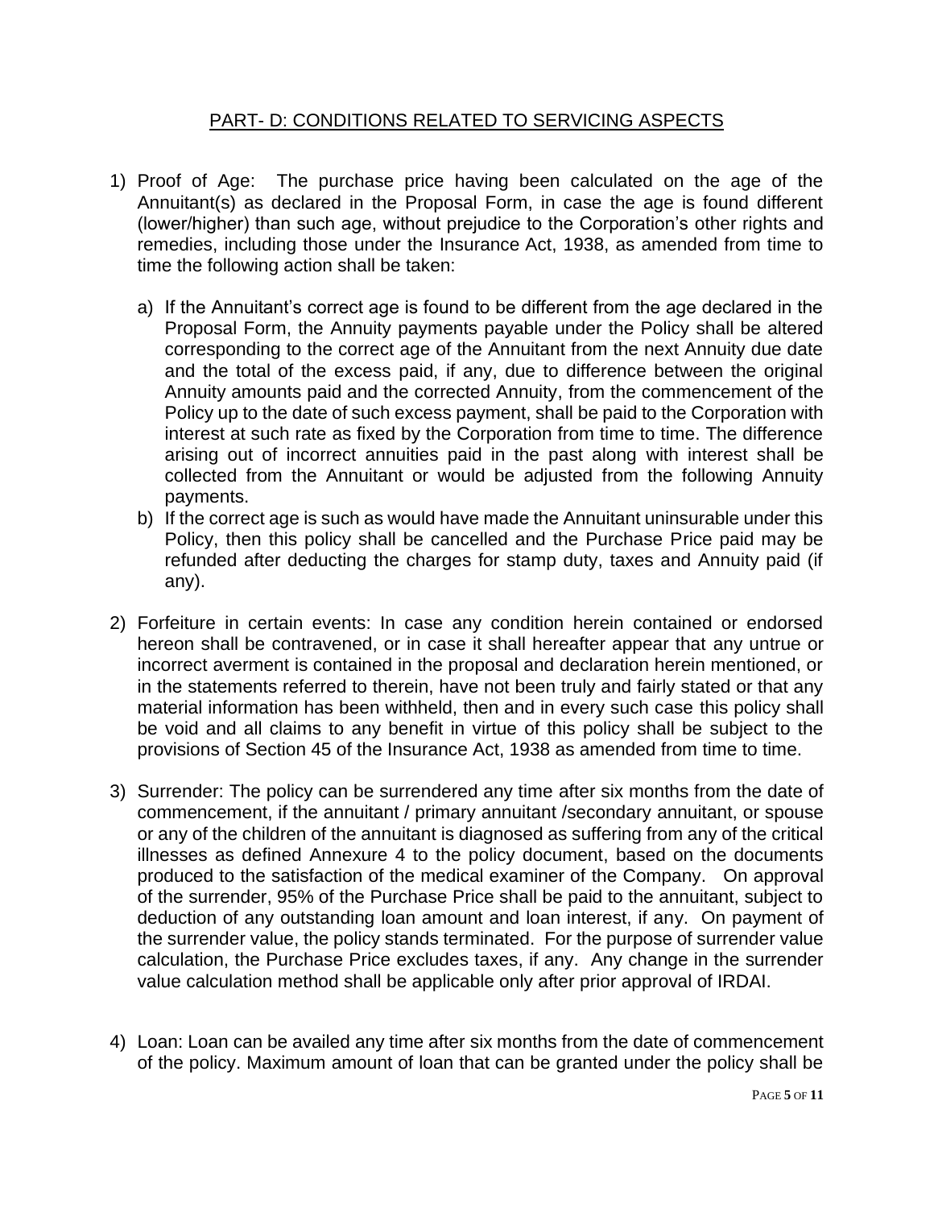## PART- D: CONDITIONS RELATED TO SERVICING ASPECTS

1) Proof of Age: The purchase price having been calculated on the age of the Annuitant(s) as declared in the Proposal Form, in case the age is found different (lower/higher) than such age, without prejudice to the Corporation's other rights and remedies, including those under the Insurance Act, 1938, as amended from time to time the following action shall be taken:

   a) If the Annuitant's correct age is found to be different from the age declared in the Proposal Form, the Annuity payments payable under the Policy shall be altered corresponding to the correct age of the Annuitant from the next Annuity due date and the total of the excess paid, if any, due to difference between the original Annuity amounts paid and the corrected Annuity, from the commencement of the Policy up to the date of such excess payment, shall be paid to the Corporation with interest at such rate as fixed by the Corporation from time to time. The difference arising out of incorrect annuities paid in the past along with interest shall be collected from the Annuitant or would be adjusted from the following Annuity payments.
   b) If the correct age is such as would have made the Annuitant uninsurable under this Policy, then this policy shall be cancelled and the Purchase Price paid may be refunded after deducting the charges for stamp duty, taxes and Annuity paid (if any).

2) Forfeiture in certain events: In case any condition herein contained or endorsed hereon shall be contravened, or in case it shall hereafter appear that any untrue or incorrect averment is contained in the proposal and declaration herein mentioned, or in the statements referred to therein, have not been truly and fairly stated or that any material information has been withheld, then and in every such case this policy shall be void and all claims to any benefit in virtue of this policy shall be subject to the provisions of Section 45 of the Insurance Act, 1938 as amended from time to time.

3) Surrender: The policy can be surrendered any time after six months from the date of commencement, if the annuitant / primary annuitant /secondary annuitant, or spouse or any of the children of the annuitant is diagnosed as suffering from any of the critical illnesses as defined Annexure 4 to the policy document, based on the documents produced to the satisfaction of the medical examiner of the Company. On approval of the surrender, 95% of the Purchase Price shall be paid to the annuitant, subject to deduction of any outstanding loan amount and loan interest, if any. On payment of the surrender value, the policy stands terminated. For the purpose of surrender value calculation, the Purchase Price excludes taxes, if any. Any change in the surrender value calculation method shall be applicable only after prior approval of IRDAI.

4) Loan: Loan can be availed any time after six months from the date of commencement of the policy. Maximum amount of loan that can be granted under the policy shall be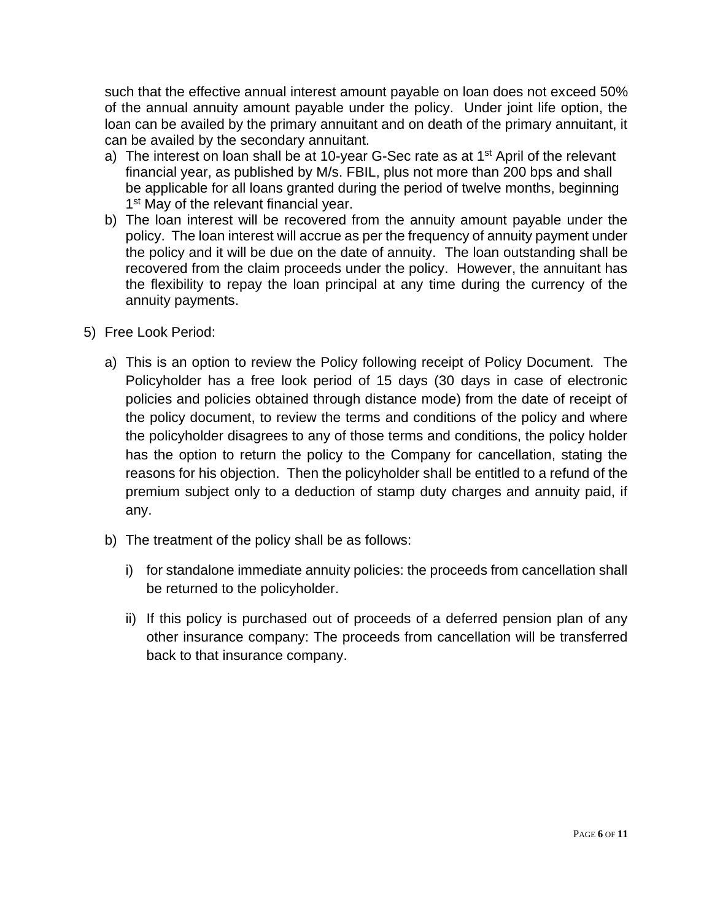such that the effective annual interest amount payable on loan does not exceed 50% of the annual annuity amount payable under the policy. Under joint life option, the loan can be availed by the primary annuitant and on death of the primary annuitant, it can be availed by the secondary annuitant.

a) The interest on loan shall be at 10-year G-Sec rate as at 1st April of the relevant financial year, as published by M/s. FBIL, plus not more than 200 bps and shall be applicable for all loans granted during the period of twelve months, beginning 1st May of the relevant financial year.
b) The loan interest will be recovered from the annuity amount payable under the policy. The loan interest will accrue as per the frequency of annuity payment under the policy and it will be due on the date of annuity. The loan outstanding shall be recovered from the claim proceeds under the policy. However, the annuitant has the flexibility to repay the loan principal at any time during the currency of the annuity payments.

5) Free Look Period:

a) This is an option to review the Policy following receipt of Policy Document. The Policyholder has a free look period of 15 days (30 days in case of electronic policies and policies obtained through distance mode) from the date of receipt of the policy document, to review the terms and conditions of the policy and where the policyholder disagrees to any of those terms and conditions, the policy holder has the option to return the policy to the Company for cancellation, stating the reasons for his objection. Then the policyholder shall be entitled to a refund of the premium subject only to a deduction of stamp duty charges and annuity paid, if any.

b) The treatment of the policy shall be as follows:

i) for standalone immediate annuity policies: the proceeds from cancellation shall be returned to the policyholder.

ii) If this policy is purchased out of proceeds of a deferred pension plan of any other insurance company: The proceeds from cancellation will be transferred back to that insurance company.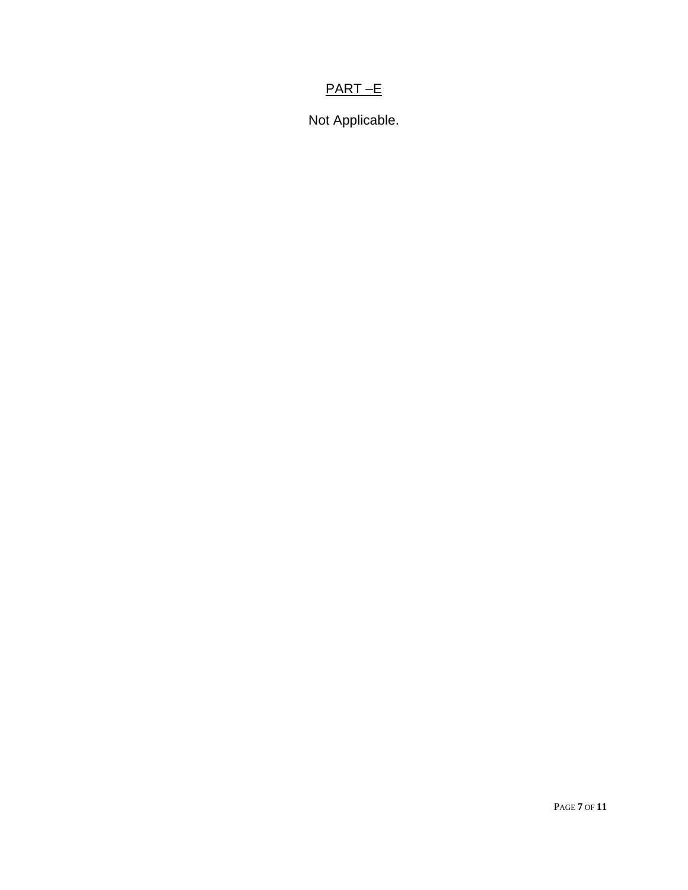## PART –E

Not Applicable.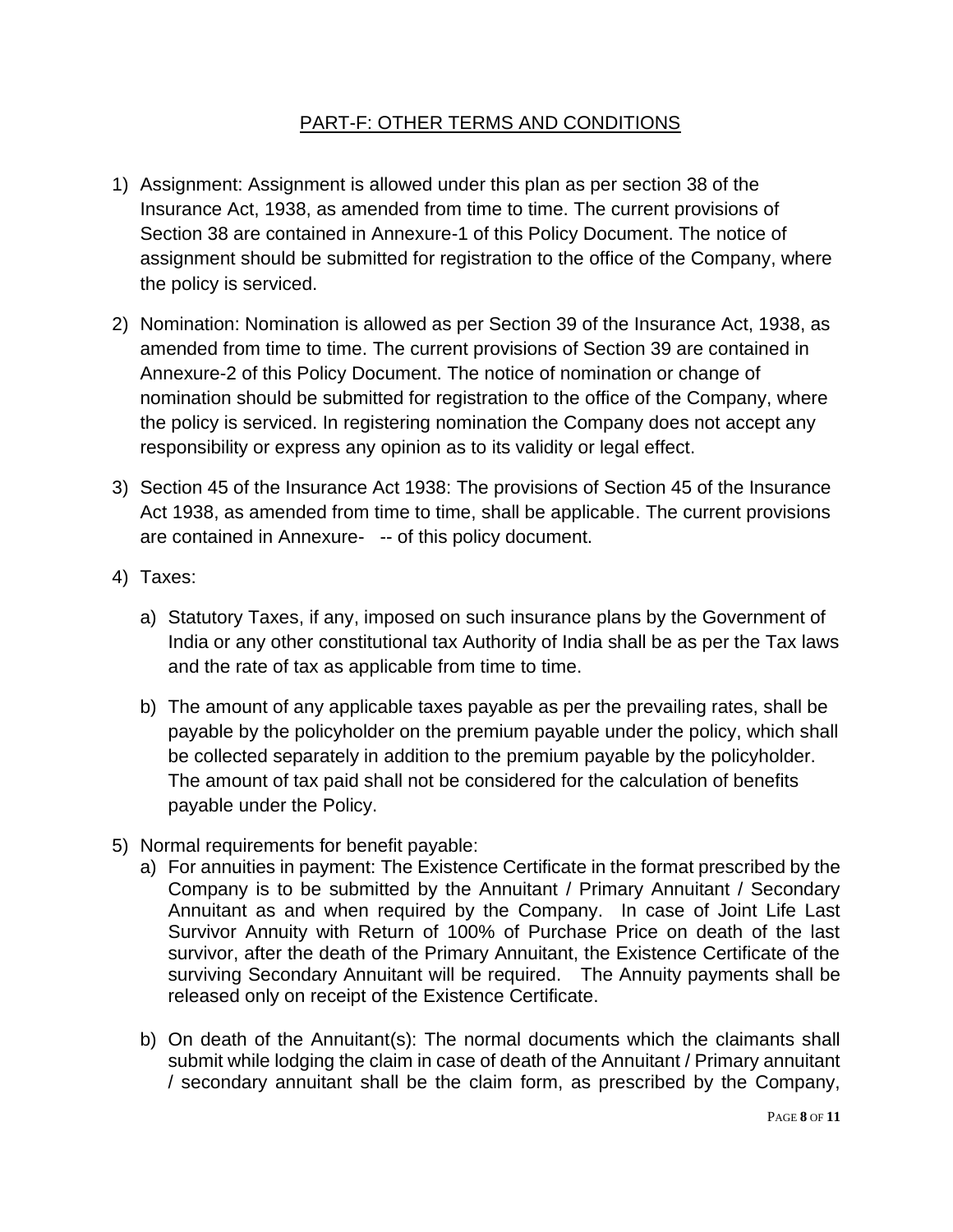## PART-F: OTHER TERMS AND CONDITIONS

1) Assignment: Assignment is allowed under this plan as per section 38 of the Insurance Act, 1938, as amended from time to time. The current provisions of Section 38 are contained in Annexure-1 of this Policy Document. The notice of assignment should be submitted for registration to the office of the Company, where the policy is serviced.

2) Nomination: Nomination is allowed as per Section 39 of the Insurance Act, 1938, as amended from time to time. The current provisions of Section 39 are contained in Annexure-2 of this Policy Document. The notice of nomination or change of nomination should be submitted for registration to the office of the Company, where the policy is serviced. In registering nomination the Company does not accept any responsibility or express any opinion as to its validity or legal effect.

3) Section 45 of the Insurance Act 1938: The provisions of Section 45 of the Insurance Act 1938, as amended from time to time, shall be applicable. The current provisions are contained in Annexure- -- of this policy document.

4) Taxes:

   a) Statutory Taxes, if any, imposed on such insurance plans by the Government of India or any other constitutional tax Authority of India shall be as per the Tax laws and the rate of tax as applicable from time to time.

   b) The amount of any applicable taxes payable as per the prevailing rates, shall be payable by the policyholder on the premium payable under the policy, which shall be collected separately in addition to the premium payable by the policyholder. The amount of tax paid shall not be considered for the calculation of benefits payable under the Policy.

5) Normal requirements for benefit payable:

   a) For annuities in payment: The Existence Certificate in the format prescribed by the Company is to be submitted by the Annuitant / Primary Annuitant / Secondary Annuitant as and when required by the Company. In case of Joint Life Last Survivor Annuity with Return of 100% of Purchase Price on death of the last survivor, after the death of the Primary Annuitant, the Existence Certificate of the surviving Secondary Annuitant will be required. The Annuity payments shall be released only on receipt of the Existence Certificate.

   b) On death of the Annuitant(s): The normal documents which the claimants shall submit while lodging the claim in case of death of the Annuitant / Primary annuitant / secondary annuitant shall be the claim form, as prescribed by the Company,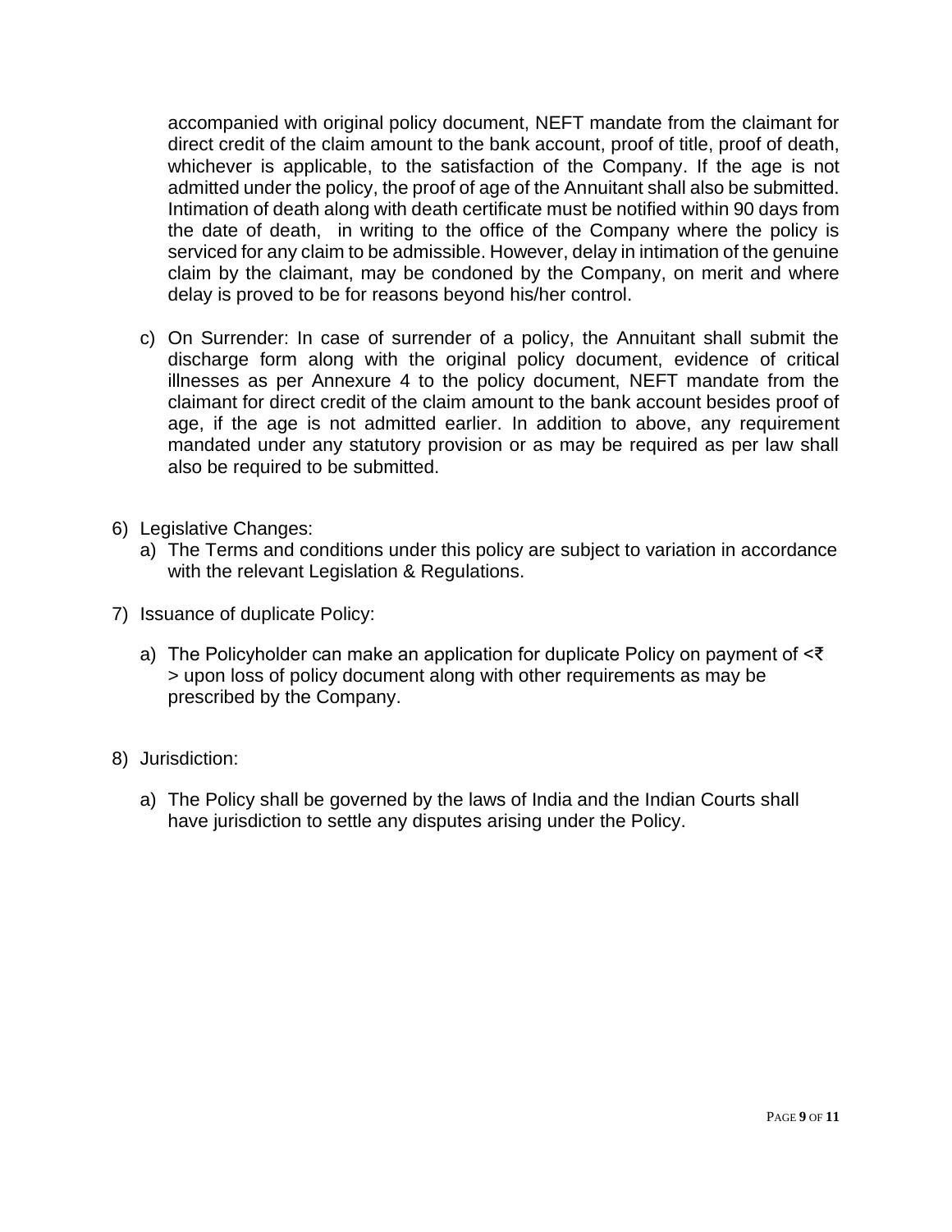accompanied with original policy document, NEFT mandate from the claimant for direct credit of the claim amount to the bank account, proof of title, proof of death, whichever is applicable, to the satisfaction of the Company. If the age is not admitted under the policy, the proof of age of the Annuitant shall also be submitted. Intimation of death along with death certificate must be notified within 90 days from the date of death, in writing to the office of the Company where the policy is serviced for any claim to be admissible. However, delay in intimation of the genuine claim by the claimant, may be condoned by the Company, on merit and where delay is proved to be for reasons beyond his/her control.

c) On Surrender: In case of surrender of a policy, the Annuitant shall submit the discharge form along with the original policy document, evidence of critical illnesses as per Annexure 4 to the policy document, NEFT mandate from the claimant for direct credit of the claim amount to the bank account besides proof of age, if the age is not admitted earlier. In addition to above, any requirement mandated under any statutory provision or as may be required as per law shall also be required to be submitted.

6) Legislative Changes:
   a) The Terms and conditions under this policy are subject to variation in accordance with the relevant Legislation & Regulations.

7) Issuance of duplicate Policy:

   a) The Policyholder can make an application for duplicate Policy on payment of <₹ > upon loss of policy document along with other requirements as may be prescribed by the Company.

8) Jurisdiction:

   a) The Policy shall be governed by the laws of India and the Indian Courts shall have jurisdiction to settle any disputes arising under the Policy.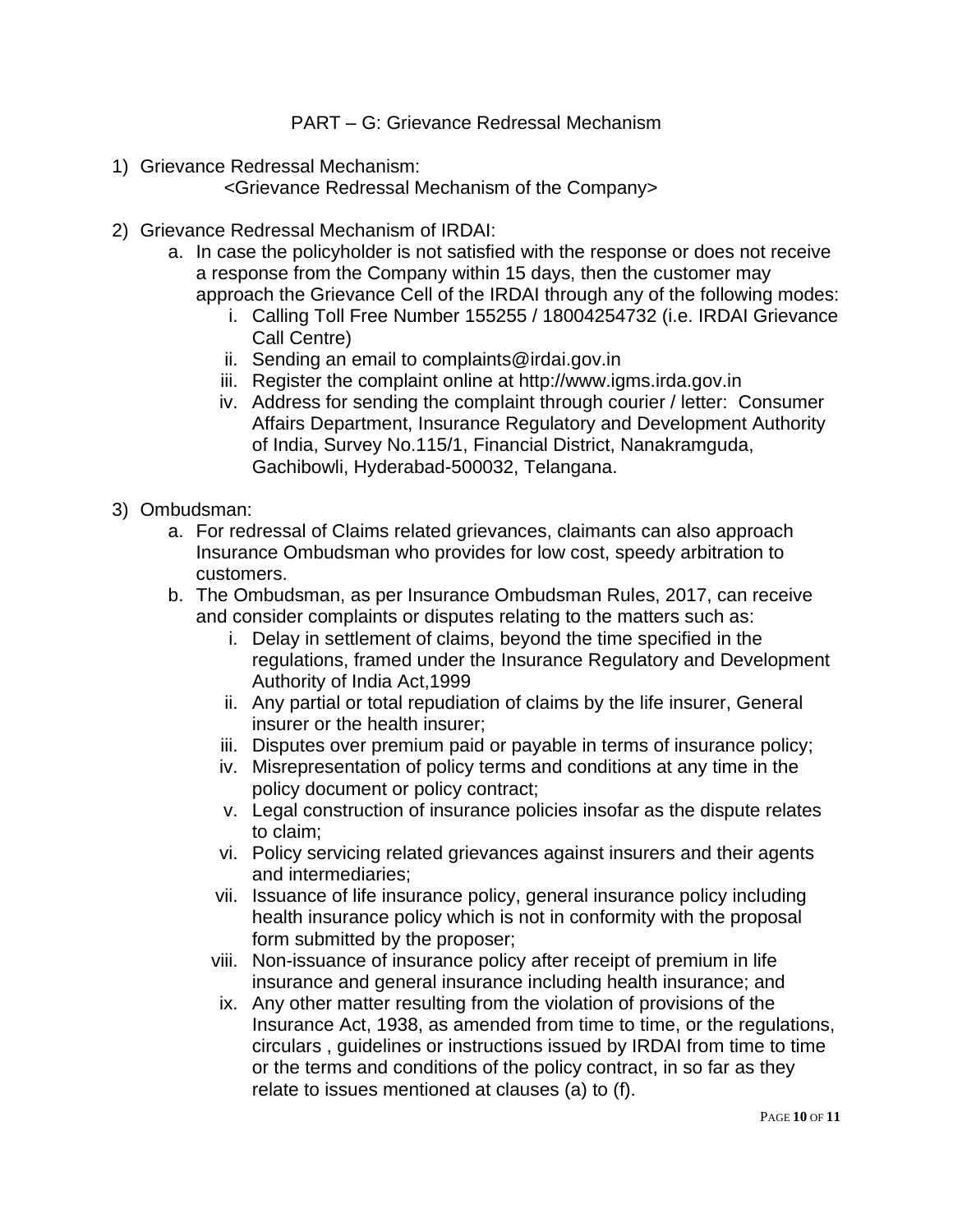## PART – G: Grievance Redressal Mechanism

1) Grievance Redressal Mechanism:

   <Grievance Redressal Mechanism of the Company>

2) Grievance Redressal Mechanism of IRDAI:
   a. In case the policyholder is not satisfied with the response or does not receive a response from the Company within 15 days, then the customer may approach the Grievance Cell of the IRDAI through any of the following modes:
      i. Calling Toll Free Number 155255 / 18004254732 (i.e. IRDAI Grievance Call Centre)
      ii. Sending an email to complaints@irdai.gov.in
      iii. Register the complaint online at http://www.igms.irda.gov.in
      iv. Address for sending the complaint through courier / letter: Consumer Affairs Department, Insurance Regulatory and Development Authority of India, Survey No.115/1, Financial District, Nanakramguda, Gachibowli, Hyderabad-500032, Telangana.

3) Ombudsman:
   a. For redressal of Claims related grievances, claimants can also approach Insurance Ombudsman who provides for low cost, speedy arbitration to customers.
   b. The Ombudsman, as per Insurance Ombudsman Rules, 2017, can receive and consider complaints or disputes relating to the matters such as:
      i. Delay in settlement of claims, beyond the time specified in the regulations, framed under the Insurance Regulatory and Development Authority of India Act,1999
      ii. Any partial or total repudiation of claims by the life insurer, General insurer or the health insurer;
      iii. Disputes over premium paid or payable in terms of insurance policy;
      iv. Misrepresentation of policy terms and conditions at any time in the policy document or policy contract;
      v. Legal construction of insurance policies insofar as the dispute relates to claim;
      vi. Policy servicing related grievances against insurers and their agents and intermediaries;
      vii. Issuance of life insurance policy, general insurance policy including health insurance policy which is not in conformity with the proposal form submitted by the proposer;
      viii. Non-issuance of insurance policy after receipt of premium in life insurance and general insurance including health insurance; and
      ix. Any other matter resulting from the violation of provisions of the Insurance Act, 1938, as amended from time to time, or the regulations, circulars , guidelines or instructions issued by IRDAI from time to time or the terms and conditions of the policy contract, in so far as they relate to issues mentioned at clauses (a) to (f).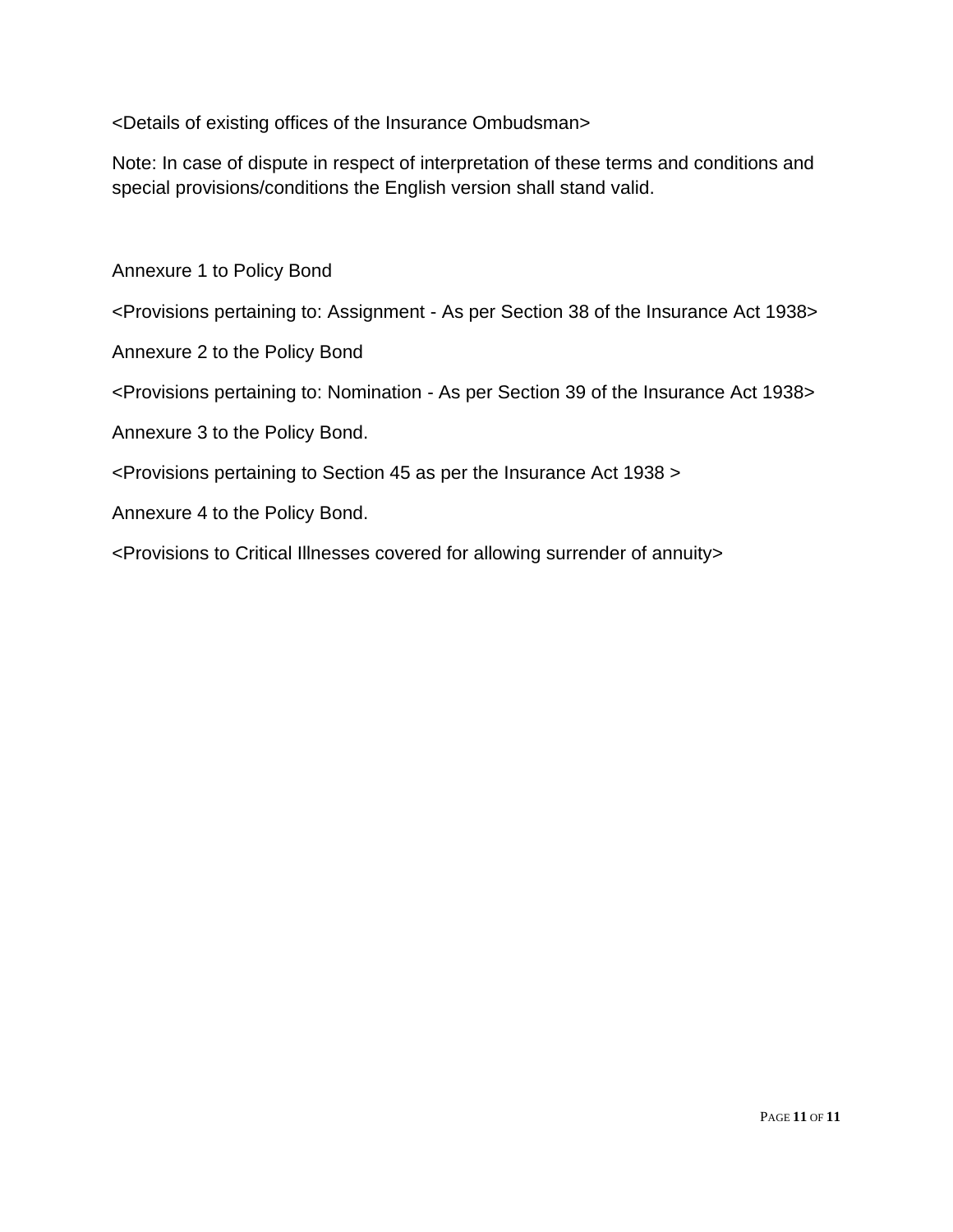<Details of existing offices of the Insurance Ombudsman>

Note: In case of dispute in respect of interpretation of these terms and conditions and special provisions/conditions the English version shall stand valid.

Annexure 1 to Policy Bond

<Provisions pertaining to: Assignment - As per Section 38 of the Insurance Act 1938>

Annexure 2 to the Policy Bond

<Provisions pertaining to: Nomination - As per Section 39 of the Insurance Act 1938>

Annexure 3 to the Policy Bond.

<Provisions pertaining to Section 45 as per the Insurance Act 1938 >

Annexure 4 to the Policy Bond.

<Provisions to Critical Illnesses covered for allowing surrender of annuity>